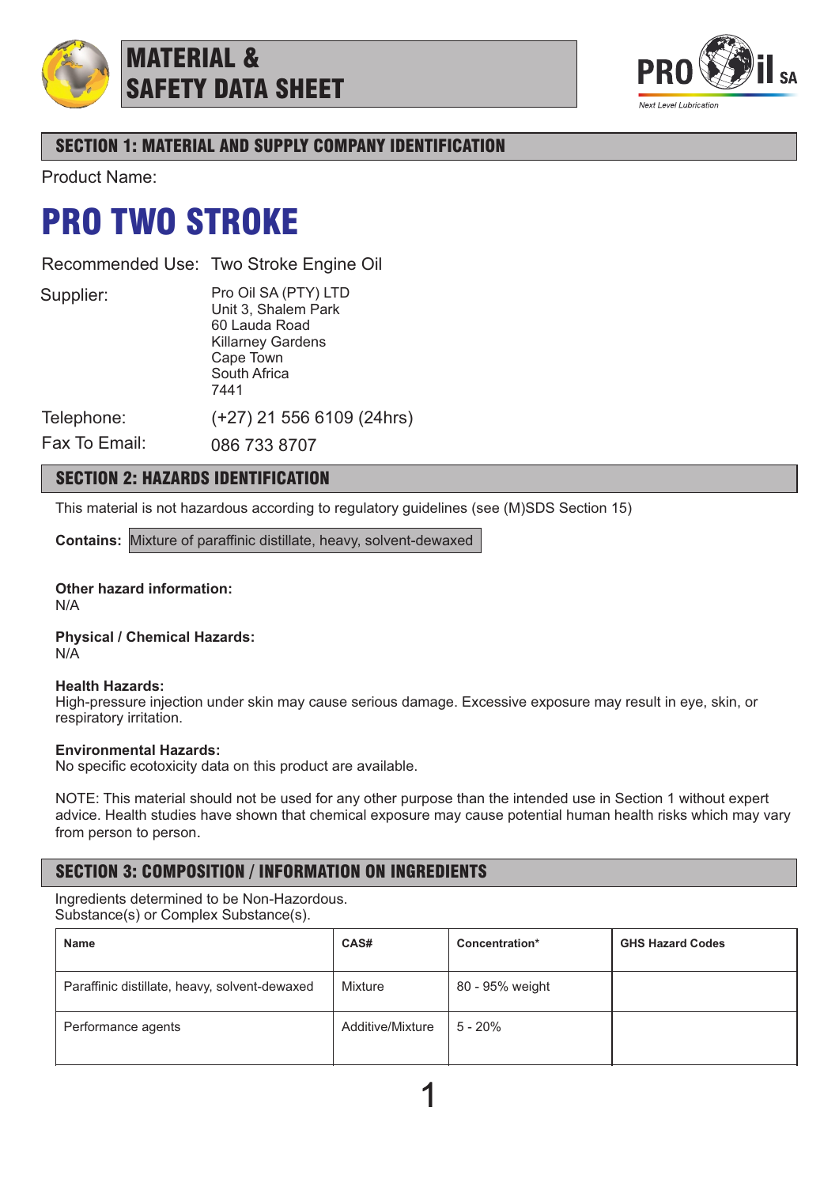# MATERIAL & SAFETY DATA SHEET

PRO il SA

*Next Level Lubrication*

## SECTION 1: MATERIAL AND SUPPLY COMPANY IDENTIFICATION

Product Name:

# PRO TWO STROKE

Recommended Use: Two Stroke Engine Oil

Supplier:
Pro Oil SA (PTY) LTD
Unit 3, Shalem Park
60 Lauda Road
Killarney Gardens
Cape Town
South Africa
7441

Telephone: (+27) 21 556 6109 (24hrs)

Fax To Email: 086 733 8707

## SECTION 2: HAZARDS IDENTIFICATION

This material is not hazardous according to regulatory guidelines (see (M)SDS Section 15)

**Contains:** Mixture of paraffinic distillate, heavy, solvent-dewaxed

**Other hazard information:**
N/A

**Physical / Chemical Hazards:**
N/A

**Health Hazards:**
High-pressure injection under skin may cause serious damage. Excessive exposure may result in eye, skin, or respiratory irritation.

**Environmental Hazards:**
No specific ecotoxicity data on this product are available.

NOTE: This material should not be used for any other purpose than the intended use in Section 1 without expert advice. Health studies have shown that chemical exposure may cause potential human health risks which may vary from person to person.

## SECTION 3: COMPOSITION / INFORMATION ON INGREDIENTS

Ingredients determined to be Non-Hazordous.
Substance(s) or Complex Substance(s).

| Name | CAS# | Concentration* | GHS Hazard Codes |
|---|---|---|---|
| Paraffinic distillate, heavy, solvent-dewaxed | Mixture | 80 - 95% weight | |
| Performance agents | Additive/Mixture | 5 - 20% | |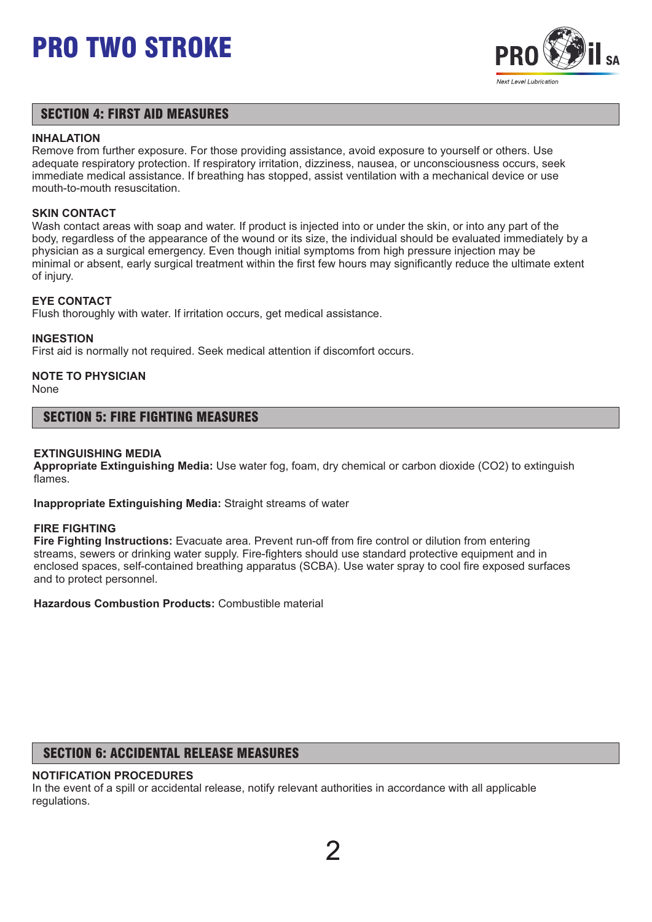## SECTION 4: FIRST AID MEASURES

**INHALATION**
Remove from further exposure. For those providing assistance, avoid exposure to yourself or others. Use adequate respiratory protection. If respiratory irritation, dizziness, nausea, or unconsciousness occurs, seek immediate medical assistance. If breathing has stopped, assist ventilation with a mechanical device or use mouth-to-mouth resuscitation.

**SKIN CONTACT**
Wash contact areas with soap and water. If product is injected into or under the skin, or into any part of the body, regardless of the appearance of the wound or its size, the individual should be evaluated immediately by a physician as a surgical emergency. Even though initial symptoms from high pressure injection may be minimal or absent, early surgical treatment within the first few hours may significantly reduce the ultimate extent of injury.

**EYE CONTACT**
Flush thoroughly with water. If irritation occurs, get medical assistance.

**INGESTION**
First aid is normally not required. Seek medical attention if discomfort occurs.

**NOTE TO PHYSICIAN**
None

## SECTION 5: FIRE FIGHTING MEASURES

**EXTINGUISHING MEDIA**
**Appropriate Extinguishing Media:** Use water fog, foam, dry chemical or carbon dioxide ($CO_2$) to extinguish flames.

**Inappropriate Extinguishing Media:** Straight streams of water

**FIRE FIGHTING**
**Fire Fighting Instructions:** Evacuate area. Prevent run-off from fire control or dilution from entering streams, sewers or drinking water supply. Fire-fighters should use standard protective equipment and in enclosed spaces, self-contained breathing apparatus (SCBA). Use water spray to cool fire exposed surfaces and to protect personnel.

**Hazardous Combustion Products:** Combustible material

## SECTION 6: ACCIDENTAL RELEASE MEASURES

**NOTIFICATION PROCEDURES**
In the event of a spill or accidental release, notify relevant authorities in accordance with all applicable regulations.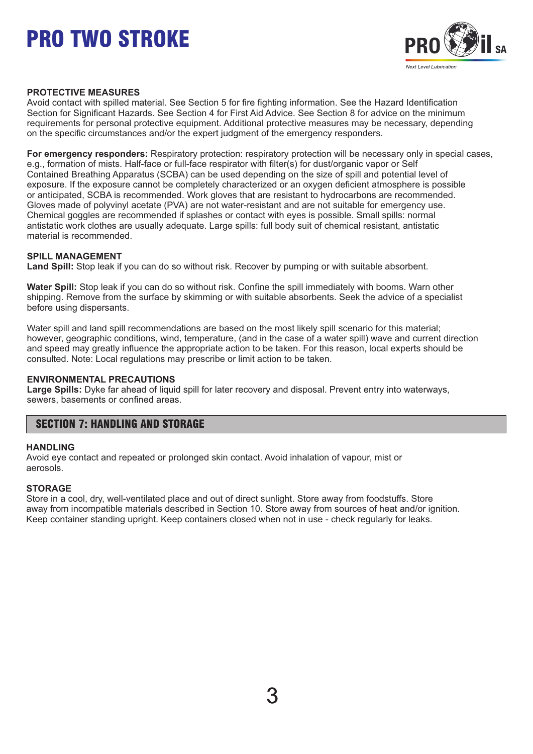**PROTECTIVE MEASURES**
Avoid contact with spilled material. See Section 5 for fire fighting information. See the Hazard Identification Section for Significant Hazards. See Section 4 for First Aid Advice. See Section 8 for advice on the minimum requirements for personal protective equipment. Additional protective measures may be necessary, depending on the specific circumstances and/or the expert judgment of the emergency responders.

**For emergency responders:** Respiratory protection: respiratory protection will be necessary only in special cases, e.g., formation of mists. Half-face or full-face respirator with filter(s) for dust/organic vapor or Self Contained Breathing Apparatus (SCBA) can be used depending on the size of spill and potential level of exposure. If the exposure cannot be completely characterized or an oxygen deficient atmosphere is possible or anticipated, SCBA is recommended. Work gloves that are resistant to hydrocarbons are recommended. Gloves made of polyvinyl acetate (PVA) are not water-resistant and are not suitable for emergency use. Chemical goggles are recommended if splashes or contact with eyes is possible. Small spills: normal antistatic work clothes are usually adequate. Large spills: full body suit of chemical resistant, antistatic material is recommended.

**SPILL MANAGEMENT**
**Land Spill:** Stop leak if you can do so without risk. Recover by pumping or with suitable absorbent.

**Water Spill:** Stop leak if you can do so without risk. Confine the spill immediately with booms. Warn other shipping. Remove from the surface by skimming or with suitable absorbents. Seek the advice of a specialist before using dispersants.

Water spill and land spill recommendations are based on the most likely spill scenario for this material; however, geographic conditions, wind, temperature, (and in the case of a water spill) wave and current direction and speed may greatly influence the appropriate action to be taken. For this reason, local experts should be consulted. Note: Local regulations may prescribe or limit action to be taken.

**ENVIRONMENTAL PRECAUTIONS**
**Large Spills:** Dyke far ahead of liquid spill for later recovery and disposal. Prevent entry into waterways, sewers, basements or confined areas.

## SECTION 7: HANDLING AND STORAGE

**HANDLING**
Avoid eye contact and repeated or prolonged skin contact. Avoid inhalation of vapour, mist or aerosols.

**STORAGE**
Store in a cool, dry, well-ventilated place and out of direct sunlight. Store away from foodstuffs. Store away from incompatible materials described in Section 10. Store away from sources of heat and/or ignition. Keep container standing upright. Keep containers closed when not in use - check regularly for leaks.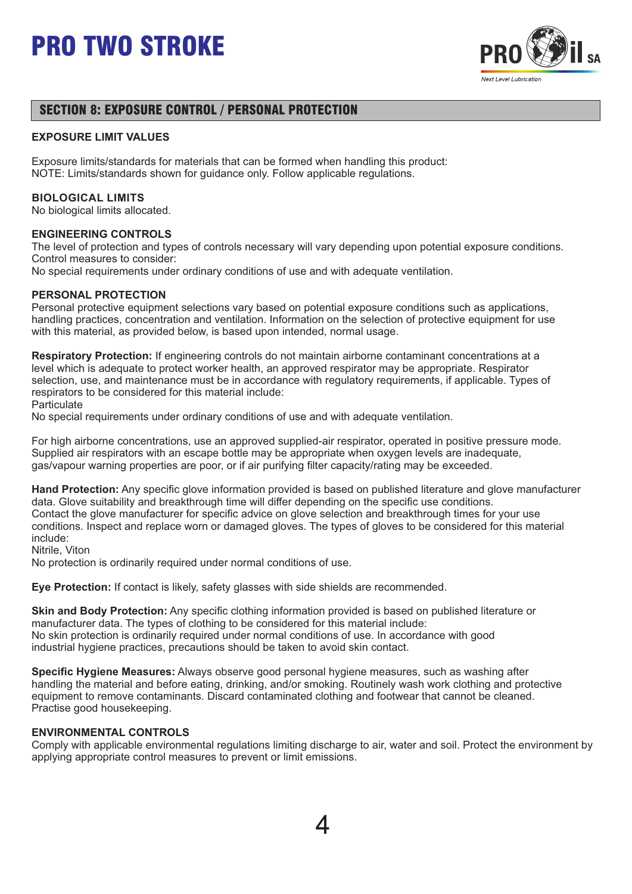## SECTION 8: EXPOSURE CONTROL / PERSONAL PROTECTION

**EXPOSURE LIMIT VALUES**

Exposure limits/standards for materials that can be formed when handling this product:
NOTE: Limits/standards shown for guidance only. Follow applicable regulations.

**BIOLOGICAL LIMITS**
No biological limits allocated.

**ENGINEERING CONTROLS**
The level of protection and types of controls necessary will vary depending upon potential exposure conditions.
Control measures to consider:
No special requirements under ordinary conditions of use and with adequate ventilation.

**PERSONAL PROTECTION**
Personal protective equipment selections vary based on potential exposure conditions such as applications, handling practices, concentration and ventilation. Information on the selection of protective equipment for use with this material, as provided below, is based upon intended, normal usage.

**Respiratory Protection:** If engineering controls do not maintain airborne contaminant concentrations at a level which is adequate to protect worker health, an approved respirator may be appropriate. Respirator selection, use, and maintenance must be in accordance with regulatory requirements, if applicable. Types of respirators to be considered for this material include:
Particulate
No special requirements under ordinary conditions of use and with adequate ventilation.

For high airborne concentrations, use an approved supplied-air respirator, operated in positive pressure mode. Supplied air respirators with an escape bottle may be appropriate when oxygen levels are inadequate, gas/vapour warning properties are poor, or if air purifying filter capacity/rating may be exceeded.

**Hand Protection:** Any specific glove information provided is based on published literature and glove manufacturer data. Glove suitability and breakthrough time will differ depending on the specific use conditions.
Contact the glove manufacturer for specific advice on glove selection and breakthrough times for your use conditions. Inspect and replace worn or damaged gloves. The types of gloves to be considered for this material include:
Nitrile, Viton
No protection is ordinarily required under normal conditions of use.

**Eye Protection:** If contact is likely, safety glasses with side shields are recommended.

**Skin and Body Protection:** Any specific clothing information provided is based on published literature or manufacturer data. The types of clothing to be considered for this material include:
No skin protection is ordinarily required under normal conditions of use. In accordance with good industrial hygiene practices, precautions should be taken to avoid skin contact.

**Specific Hygiene Measures:** Always observe good personal hygiene measures, such as washing after handling the material and before eating, drinking, and/or smoking. Routinely wash work clothing and protective equipment to remove contaminants. Discard contaminated clothing and footwear that cannot be cleaned. Practise good housekeeping.

**ENVIRONMENTAL CONTROLS**
Comply with applicable environmental regulations limiting discharge to air, water and soil. Protect the environment by applying appropriate control measures to prevent or limit emissions.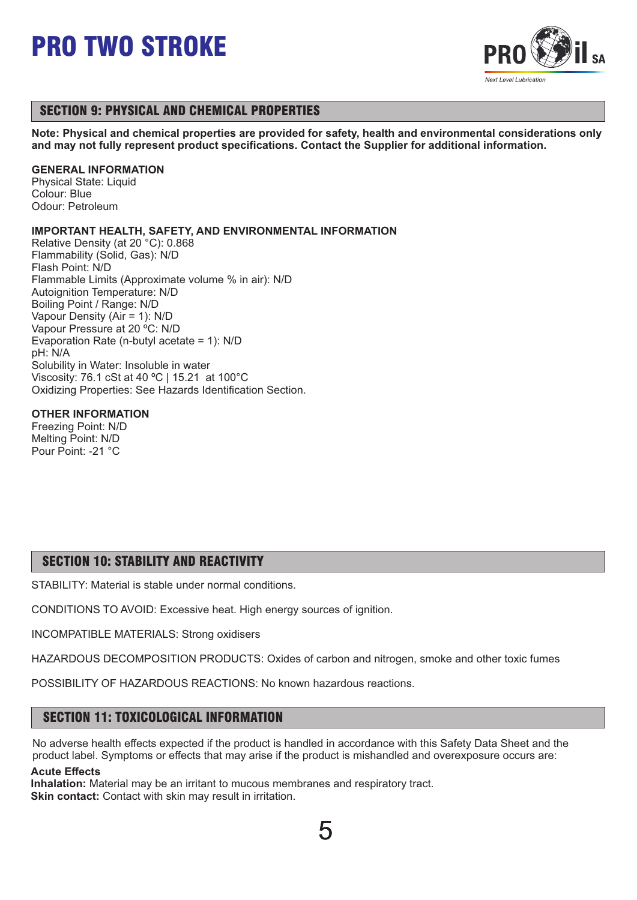# PRO TWO STROKE

## SECTION 9: PHYSICAL AND CHEMICAL PROPERTIES

**Note: Physical and chemical properties are provided for safety, health and environmental considerations only and may not fully represent product specifications. Contact the Supplier for additional information.**

**GENERAL INFORMATION**
Physical State: Liquid
Colour: Blue
Odour: Petroleum

**IMPORTANT HEALTH, SAFETY, AND ENVIRONMENTAL INFORMATION**
Relative Density (at 20 °C): 0.868
Flammability (Solid, Gas): N/D
Flash Point: N/D
Flammable Limits (Approximate volume % in air): N/D
Autoignition Temperature: N/D
Boiling Point / Range: N/D
Vapour Density (Air = 1): N/D
Vapour Pressure at 20 ºC: N/D
Evaporation Rate (n-butyl acetate = 1): N/D
pH: N/A
Solubility in Water: Insoluble in water
Viscosity: 76.1 cSt at 40 ºC | 15.21 at 100°C
Oxidizing Properties: See Hazards Identification Section.

**OTHER INFORMATION**
Freezing Point: N/D
Melting Point: N/D
Pour Point: -21 °C

## SECTION 10: STABILITY AND REACTIVITY

STABILITY: Material is stable under normal conditions.

CONDITIONS TO AVOID: Excessive heat. High energy sources of ignition.

INCOMPATIBLE MATERIALS: Strong oxidisers

HAZARDOUS DECOMPOSITION PRODUCTS: Oxides of carbon and nitrogen, smoke and other toxic fumes

POSSIBILITY OF HAZARDOUS REACTIONS: No known hazardous reactions.

## SECTION 11: TOXICOLOGICAL INFORMATION

No adverse health effects expected if the product is handled in accordance with this Safety Data Sheet and the product label. Symptoms or effects that may arise if the product is mishandled and overexposure occurs are:

**Acute Effects**
**Inhalation:** Material may be an irritant to mucous membranes and respiratory tract.
**Skin contact:** Contact with skin may result in irritation.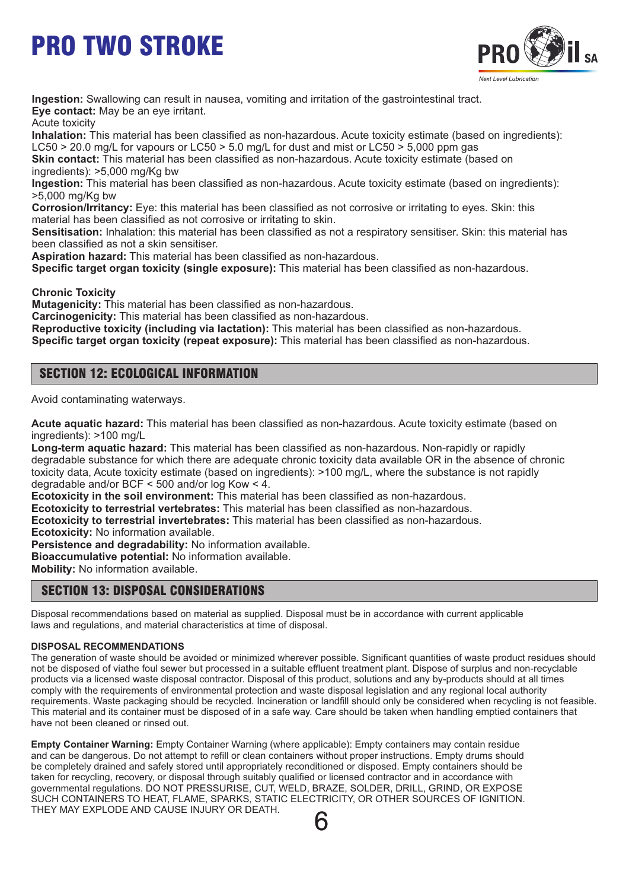**Ingestion:** Swallowing can result in nausea, vomiting and irritation of the gastrointestinal tract.
**Eye contact:** May be an eye irritant.
Acute toxicity
**Inhalation:** This material has been classified as non-hazardous. Acute toxicity estimate (based on ingredients): LC50 > 20.0 mg/L for vapours or LC50 > 5.0 mg/L for dust and mist or LC50 > 5,000 ppm gas
**Skin contact:** This material has been classified as non-hazardous. Acute toxicity estimate (based on ingredients): >5,000 mg/Kg bw
**Ingestion:** This material has been classified as non-hazardous. Acute toxicity estimate (based on ingredients): >5,000 mg/Kg bw
**Corrosion/Irritancy:** Eye: this material has been classified as not corrosive or irritating to eyes. Skin: this material has been classified as not corrosive or irritating to skin.
**Sensitisation:** Inhalation: this material has been classified as not a respiratory sensitiser. Skin: this material has been classified as not a skin sensitiser.
**Aspiration hazard:** This material has been classified as non-hazardous.
**Specific target organ toxicity (single exposure):** This material has been classified as non-hazardous.

**Chronic Toxicity**
**Mutagenicity:** This material has been classified as non-hazardous.
**Carcinogenicity:** This material has been classified as non-hazardous.
**Reproductive toxicity (including via lactation):** This material has been classified as non-hazardous.
**Specific target organ toxicity (repeat exposure):** This material has been classified as non-hazardous.

## SECTION 12: ECOLOGICAL INFORMATION

Avoid contaminating waterways.

**Acute aquatic hazard:** This material has been classified as non-hazardous. Acute toxicity estimate (based on ingredients): >100 mg/L
**Long-term aquatic hazard:** This material has been classified as non-hazardous. Non-rapidly or rapidly degradable substance for which there are adequate chronic toxicity data available OR in the absence of chronic toxicity data, Acute toxicity estimate (based on ingredients): >100 mg/L, where the substance is not rapidly degradable and/or BCF < 500 and/or log Kow < 4.
**Ecotoxicity in the soil environment:** This material has been classified as non-hazardous.
**Ecotoxicity to terrestrial vertebrates:** This material has been classified as non-hazardous.
**Ecotoxicity to terrestrial invertebrates:** This material has been classified as non-hazardous.
**Ecotoxicity:** No information available.
**Persistence and degradability:** No information available.
**Bioaccumulative potential:** No information available.
**Mobility:** No information available.

## SECTION 13: DISPOSAL CONSIDERATIONS

Disposal recommendations based on material as supplied. Disposal must be in accordance with current applicable laws and regulations, and material characteristics at time of disposal.

**DISPOSAL RECOMMENDATIONS**
The generation of waste should be avoided or minimized wherever possible. Significant quantities of waste product residues should not be disposed of viathe foul sewer but processed in a suitable effluent treatment plant. Dispose of surplus and non-recyclable products via a licensed waste disposal contractor. Disposal of this product, solutions and any by-products should at all times comply with the requirements of environmental protection and waste disposal legislation and any regional local authority requirements. Waste packaging should be recycled. Incineration or landfill should only be considered when recycling is not feasible. This material and its container must be disposed of in a safe way. Care should be taken when handling emptied containers that have not been cleaned or rinsed out.

**Empty Container Warning:** Empty Container Warning (where applicable): Empty containers may contain residue and can be dangerous. Do not attempt to refill or clean containers without proper instructions. Empty drums should be completely drained and safely stored until appropriately reconditioned or disposed. Empty containers should be taken for recycling, recovery, or disposal through suitably qualified or licensed contractor and in accordance with governmental regulations. DO NOT PRESSURISE, CUT, WELD, BRAZE, SOLDER, DRILL, GRIND, OR EXPOSE SUCH CONTAINERS TO HEAT, FLAME, SPARKS, STATIC ELECTRICITY, OR OTHER SOURCES OF IGNITION. THEY MAY EXPLODE AND CAUSE INJURY OR DEATH.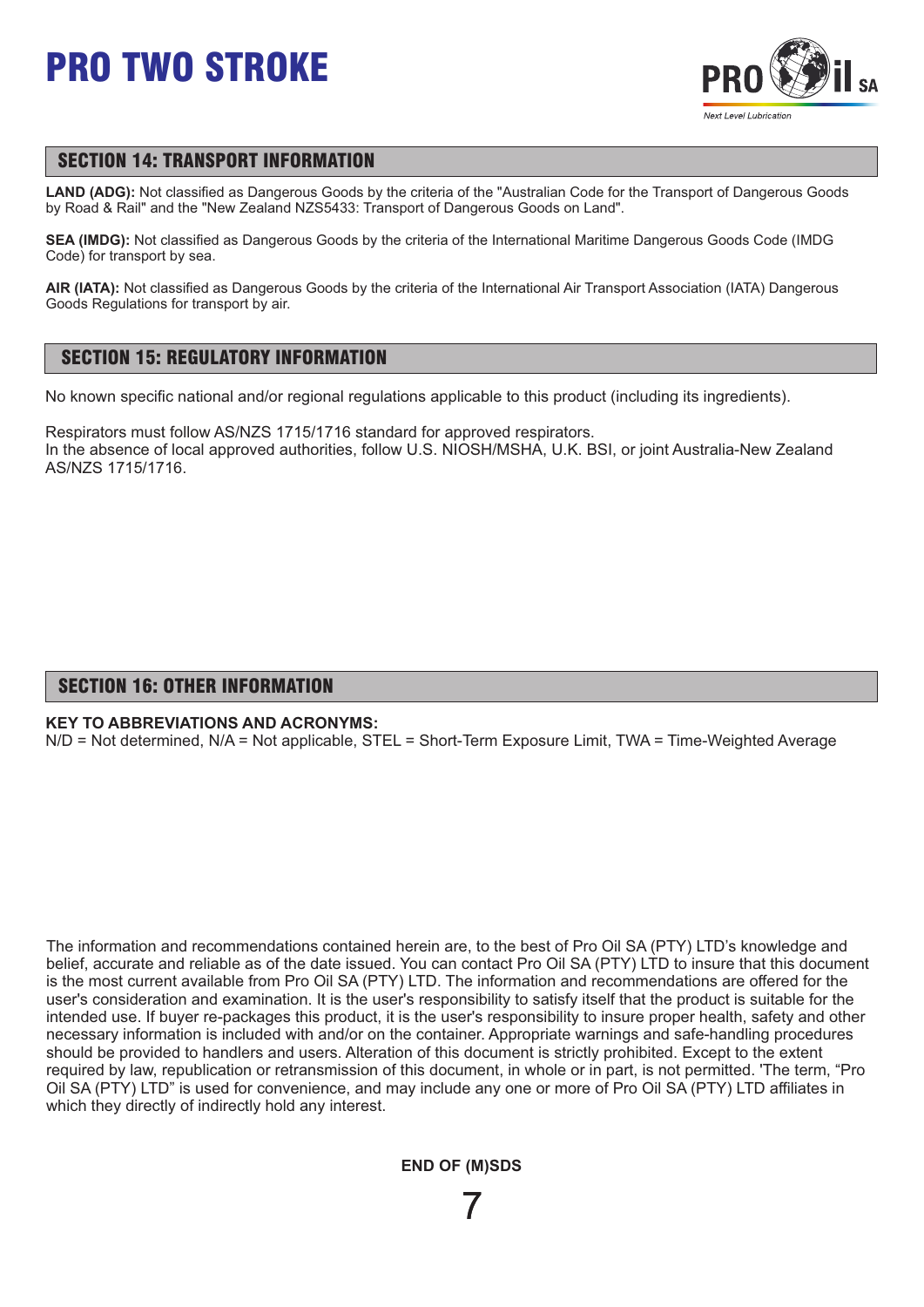# PRO TWO STROKE

## SECTION 14: TRANSPORT INFORMATION

**LAND (ADG):** Not classified as Dangerous Goods by the criteria of the "Australian Code for the Transport of Dangerous Goods by Road & Rail" and the "New Zealand NZS5433: Transport of Dangerous Goods on Land".

**SEA (IMDG):** Not classified as Dangerous Goods by the criteria of the International Maritime Dangerous Goods Code (IMDG Code) for transport by sea.

**AIR (IATA):** Not classified as Dangerous Goods by the criteria of the International Air Transport Association (IATA) Dangerous Goods Regulations for transport by air.

## SECTION 15: REGULATORY INFORMATION

No known specific national and/or regional regulations applicable to this product (including its ingredients).

Respirators must follow AS/NZS 1715/1716 standard for approved respirators.
In the absence of local approved authorities, follow U.S. NIOSH/MSHA, U.K. BSI, or joint Australia-New Zealand AS/NZS 1715/1716.

## SECTION 16: OTHER INFORMATION

**KEY TO ABBREVIATIONS AND ACRONYMS:**
N/D = Not determined, N/A = Not applicable, STEL = Short-Term Exposure Limit, TWA = Time-Weighted Average

The information and recommendations contained herein are, to the best of Pro Oil SA (PTY) LTD's knowledge and belief, accurate and reliable as of the date issued. You can contact Pro Oil SA (PTY) LTD to insure that this document is the most current available from Pro Oil SA (PTY) LTD. The information and recommendations are offered for the user's consideration and examination. It is the user's responsibility to satisfy itself that the product is suitable for the intended use. If buyer re-packages this product, it is the user's responsibility to insure proper health, safety and other necessary information is included with and/or on the container. Appropriate warnings and safe-handling procedures should be provided to handlers and users. Alteration of this document is strictly prohibited. Except to the extent required by law, republication or retransmission of this document, in whole or in part, is not permitted. 'The term, "Pro Oil SA (PTY) LTD" is used for convenience, and may include any one or more of Pro Oil SA (PTY) LTD affiliates in which they directly of indirectly hold any interest.

**END OF (M)SDS**